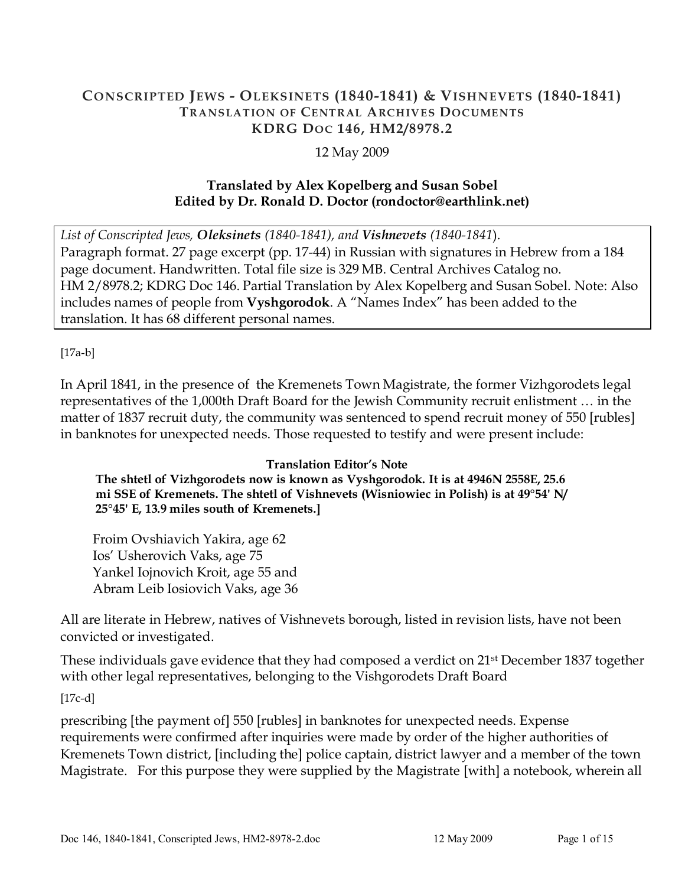# CONSCRIPTED JEWS - OLEKSINETS (1840-1841) & VISHNEVETS (1840-1841)

## TRANSLATION OF CENTRAL ARCHIVES DOCUMENTS

## KDRG DOC 146, HM2/8978.2

12 May 2009

**Translated by Alex Kopelberg and Susan Sobel**
**Edited by Dr. Ronald D. Doctor (rondoctor@earthlink.net)**

> *List of Conscripted Jews, **Oleksinets** (1840-1841), and **Vishnevets** (1840-1841).* Paragraph format. 27 page excerpt (pp. 17-44) in Russian with signatures in Hebrew from a 184 page document. Handwritten. Total file size is 329 MB. Central Archives Catalog no. HM 2/8978.2; KDRG Doc 146. Partial Translation by Alex Kopelberg and Susan Sobel. Note: Also includes names of people from **Vyshgorodok**. A "Names Index" has been added to the translation. It has 68 different personal names.

[17a-b]

In April 1841, in the presence of the Kremenets Town Magistrate, the former Vizhgorodets legal representatives of the 1,000th Draft Board for the Jewish Community recruit enlistment … in the matter of 1837 recruit duty, the community was sentenced to spend recruit money of 550 [rubles] in banknotes for unexpected needs. Those requested to testify and were present include:

**Translation Editor's Note**

**The shtetl of Vizhgorodets now is known as Vyshgorodok. It is at 4946N 2558E, 25.6 mi SSE of Kremenets. The shtetl of Vishnevets (Wisniowiec in Polish) is at 49°54' N/ 25°45' E, 13.9 miles south of Kremenets.]**

Froim Ovshiavich Yakira, age 62
Ios' Usherovich Vaks, age 75
Yankel Iojnovich Kroit, age 55 and
Abram Leib Iosiovich Vaks, age 36

All are literate in Hebrew, natives of Vishnevets borough, listed in revision lists, have not been convicted or investigated.

These individuals gave evidence that they had composed a verdict on 21st December 1837 together with other legal representatives, belonging to the Vishgorodets Draft Board

[17c-d]

prescribing [the payment of] 550 [rubles] in banknotes for unexpected needs. Expense requirements were confirmed after inquiries were made by order of the higher authorities of Kremenets Town district, [including the] police captain, district lawyer and a member of the town Magistrate. For this purpose they were supplied by the Magistrate [with] a notebook, wherein all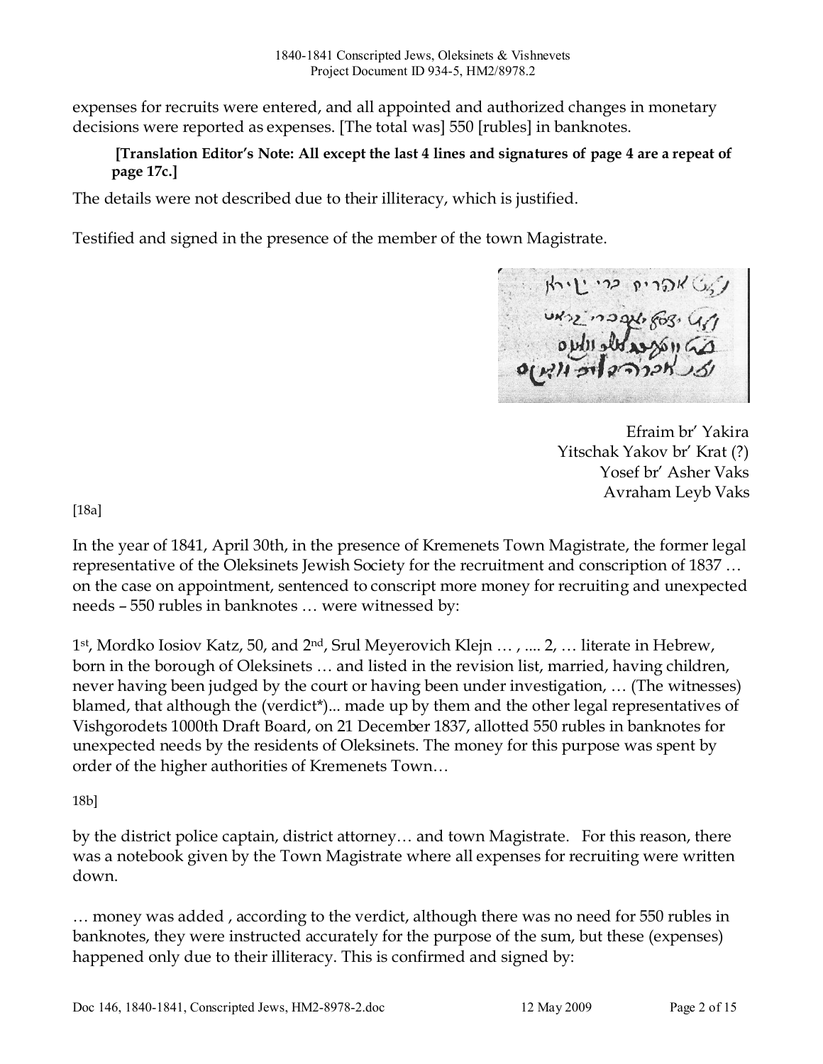expenses for recruits were entered, and all appointed and authorized changes in monetary decisions were reported as expenses. [The total was] 550 [rubles] in banknotes.

> **[Translation Editor's Note: All except the last 4 lines and signatures of page 4 are a repeat of page 17c.]**

The details were not described due to their illiteracy, which is justified.

Testified and signed in the presence of the member of the town Magistrate.

Efraim br' Yakira
Yitschak Yakov br' Krat (?)
Yosef br' Asher Vaks
Avraham Leyb Vaks

[18a]

In the year of 1841, April 30th, in the presence of Kremenets Town Magistrate, the former legal representative of the Oleksinets Jewish Society for the recruitment and conscription of 1837 … on the case on appointment, sentenced to conscript more money for recruiting and unexpected needs – 550 rubles in banknotes … were witnessed by:

1st, Mordko Iosiov Katz, 50, and 2nd, Srul Meyerovich Klejn … , .... 2, … literate in Hebrew, born in the borough of Oleksinets … and listed in the revision list, married, having children, never having been judged by the court or having been under investigation, … (The witnesses) blamed, that although the (verdict*)... made up by them and the other legal representatives of Vishgorodets 1000th Draft Board, on 21 December 1837, allotted 550 rubles in banknotes for unexpected needs by the residents of Oleksinets. The money for this purpose was spent by order of the higher authorities of Kremenets Town…

18b]

by the district police captain, district attorney… and town Magistrate. For this reason, there was a notebook given by the Town Magistrate where all expenses for recruiting were written down.

… money was added , according to the verdict, although there was no need for 550 rubles in banknotes, they were instructed accurately for the purpose of the sum, but these (expenses) happened only due to their illiteracy. This is confirmed and signed by: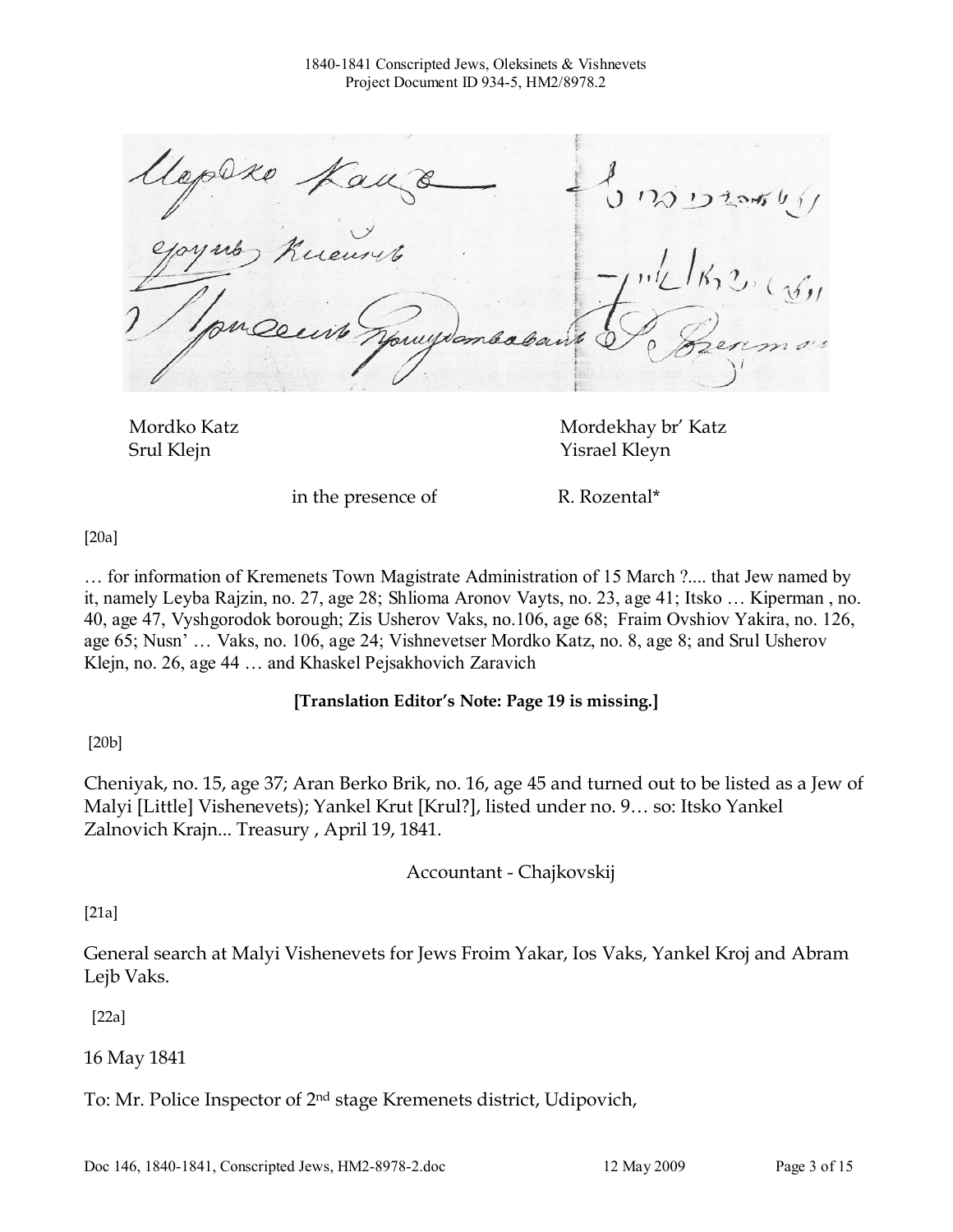Mordko Katz — Mordekhay br' Katz

Srul Klejn — Yisrael Kleyn

in the presence of — R. Rozental*

[20a]

… for information of Kremenets Town Magistrate Administration of 15 March ?.... that Jew named by it, namely Leyba Rajzin, no. 27, age 28; Shlioma Aronov Vayts, no. 23, age 41; Itsko … Kiperman , no. 40, age 47, Vyshgorodok borough; Zis Usherov Vaks, no.106, age 68; Fraim Ovshiov Yakira, no. 126, age 65; Nusn' … Vaks, no. 106, age 24; Vishnevetser Mordko Katz, no. 8, age 8; and Srul Usherov Klejn, no. 26, age 44 … and Khaskel Pejsakhovich Zaravich

**[Translation Editor's Note: Page 19 is missing.]**

[20b]

Cheniyak, no. 15, age 37; Aran Berko Brik, no. 16, age 45 and turned out to be listed as a Jew of Malyi [Little] Vishenevets); Yankel Krut [Krul?], listed under no. 9… so: Itsko Yankel Zalnovich Krajn... Treasury , April 19, 1841.

Accountant - Chajkovskij

[21a]

General search at Malyi Vishenevets for Jews Froim Yakar, Ios Vaks, Yankel Kroj and Abram Lejb Vaks.

[22a]

16 May 1841

To: Mr. Police Inspector of 2nd stage Kremenets district, Udipovich,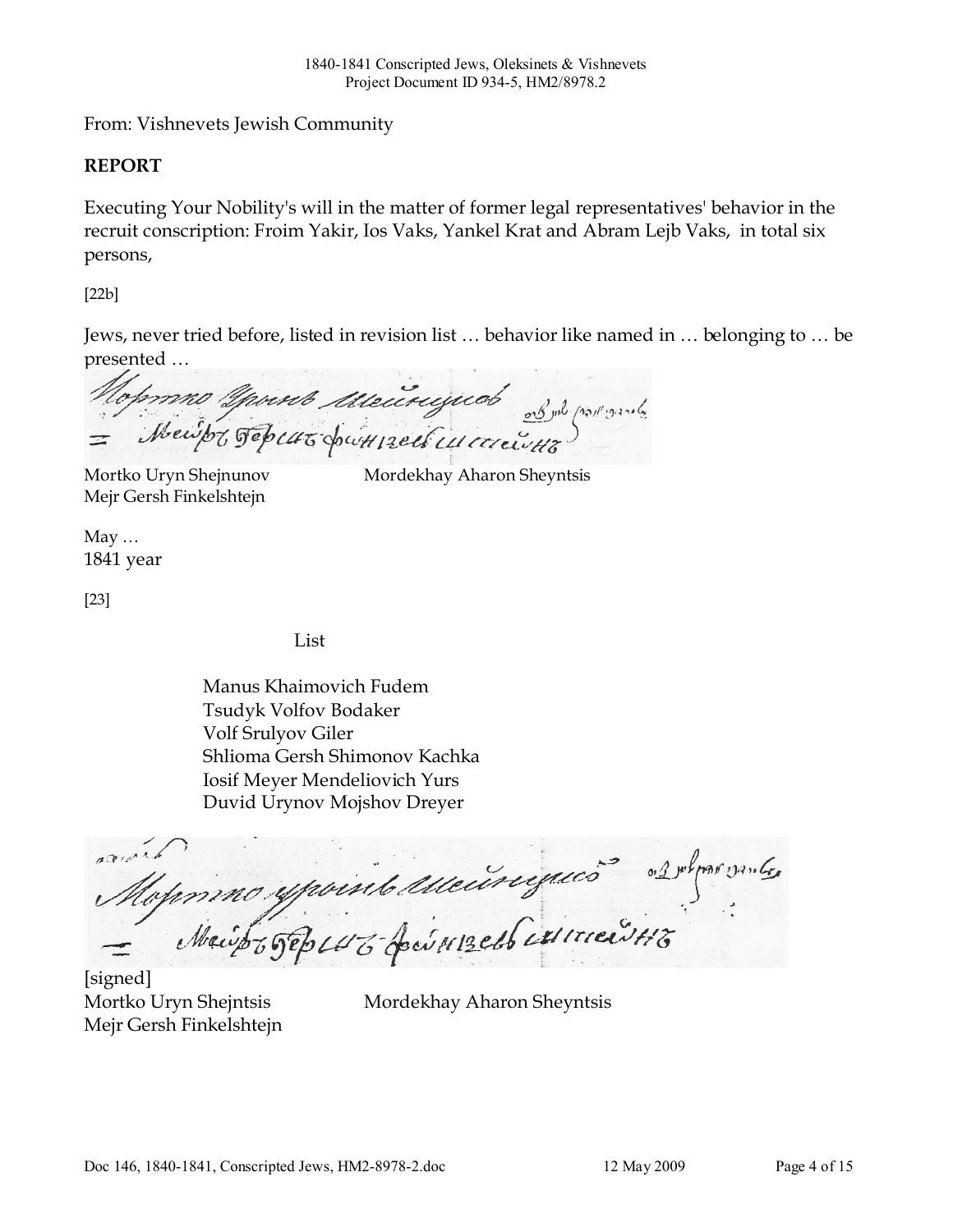From: Vishnevets Jewish Community

**REPORT**

Executing Your Nobility's will in the matter of former legal representatives' behavior in the recruit conscription: Froim Yakir, Ios Vaks, Yankel Krat and Abram Lejb Vaks, in total six persons,

[22b]

Jews, never tried before, listed in revision list … behavior like named in … belonging to … be presented …

Mortko Uryn Shejnunov Mordekhay Aharon Sheyntsis
Mejr Gersh Finkelshtejn

May …
1841 year

[23]

List

Manus Khaimovich Fudem
Tsudyk Volfov Bodaker
Volf Srulyov Giler
Shlioma Gersh Shimonov Kachka
Iosif Meyer Mendeliovich Yurs
Duvid Urynov Mojshov Dreyer

[signed]
Mortko Uryn Shejntsis Mordekhay Aharon Sheyntsis
Mejr Gersh Finkelshtejn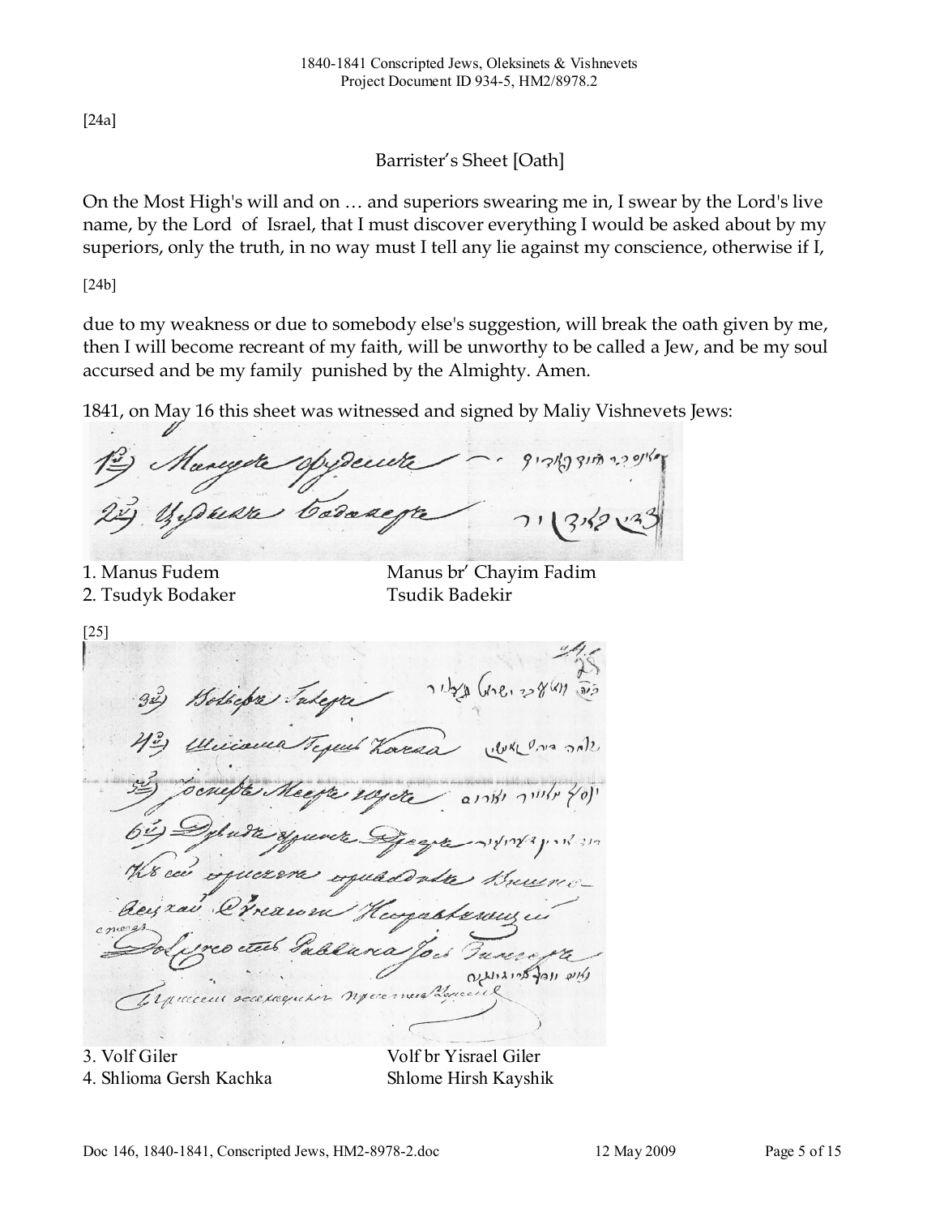[24a]

## Barrister's Sheet [Oath]

On the Most High's will and on … and superiors swearing me in, I swear by the Lord's live name, by the Lord of Israel, that I must discover everything I would be asked about by my superiors, only the truth, in no way must I tell any lie against my conscience, otherwise if I,

[24b]

due to my weakness or due to somebody else's suggestion, will break the oath given by me, then I will become recreant of my faith, will be unworthy to be called a Jew, and be my soul accursed and be my family punished by the Almighty. Amen.

1841, on May 16 this sheet was witnessed and signed by Maliy Vishnevets Jews:

| | |
|---|---|
| 1. Manus Fudem | Manus br' Chayim Fadim |
| 2. Tsudyk Bodaker | Tsudik Badekir |

[25]

| | |
|---|---|
| 3. Volf Giler | Volf br Yisrael Giler |
| 4. Shlioma Gersh Kachka | Shlome Hirsh Kayshik |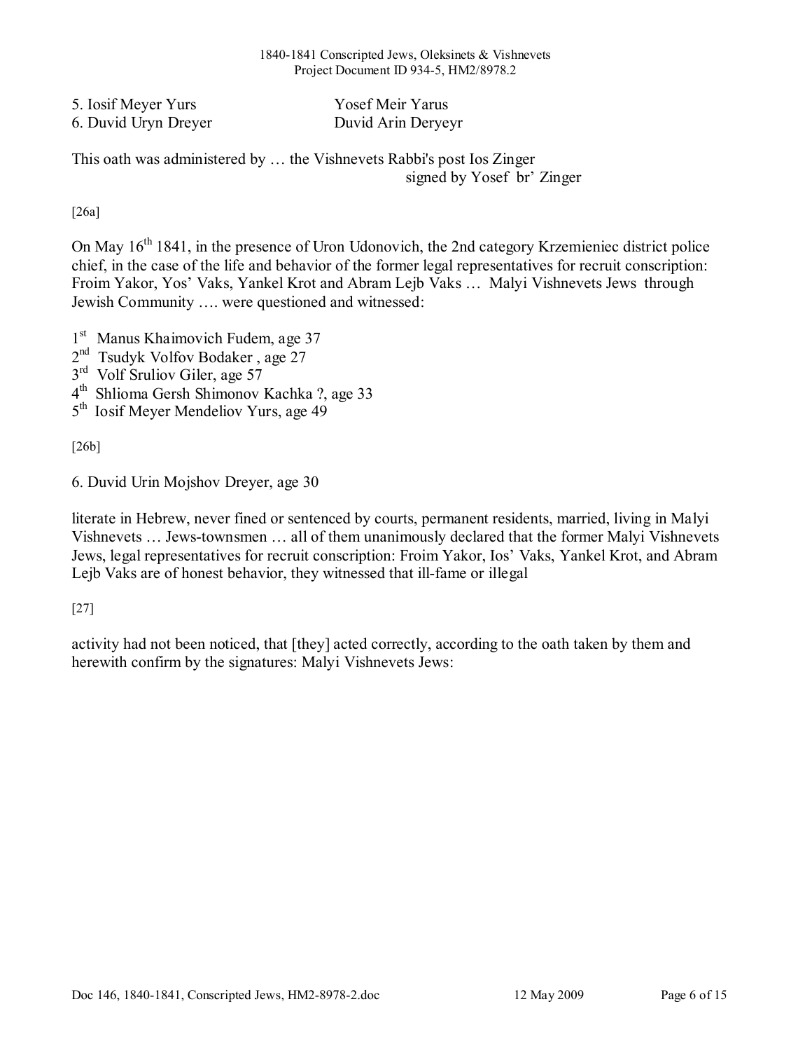| | |
|---|---|
| 5. Iosif Meyer Yurs | Yosef Meir Yarus |
| 6. Duvid Uryn Dreyer | Duvid Arin Deryeyr |

This oath was administered by … the Vishnevets Rabbi's post Ios Zinger
signed by Yosef br' Zinger

[26a]

On May 16th 1841, in the presence of Uron Udonovich, the 2nd category Krzemieniec district police chief, in the case of the life and behavior of the former legal representatives for recruit conscription: Froim Yakor, Yos' Vaks, Yankel Krot and Abram Lejb Vaks … Malyi Vishnevets Jews through Jewish Community …. were questioned and witnessed:

1st Manus Khaimovich Fudem, age 37
2nd Tsudyk Volfov Bodaker , age 27
3rd Volf Sruliov Giler, age 57
4th Shlioma Gersh Shimonov Kachka ?, age 33
5th Iosif Meyer Mendeliov Yurs, age 49

[26b]

6. Duvid Urin Mojshov Dreyer, age 30

literate in Hebrew, never fined or sentenced by courts, permanent residents, married, living in Malyi Vishnevets … Jews-townsmen … all of them unanimously declared that the former Malyi Vishnevets Jews, legal representatives for recruit conscription: Froim Yakor, Ios' Vaks, Yankel Krot, and Abram Lejb Vaks are of honest behavior, they witnessed that ill-fame or illegal

[27]

activity had not been noticed, that [they] acted correctly, according to the oath taken by them and herewith confirm by the signatures: Malyi Vishnevets Jews: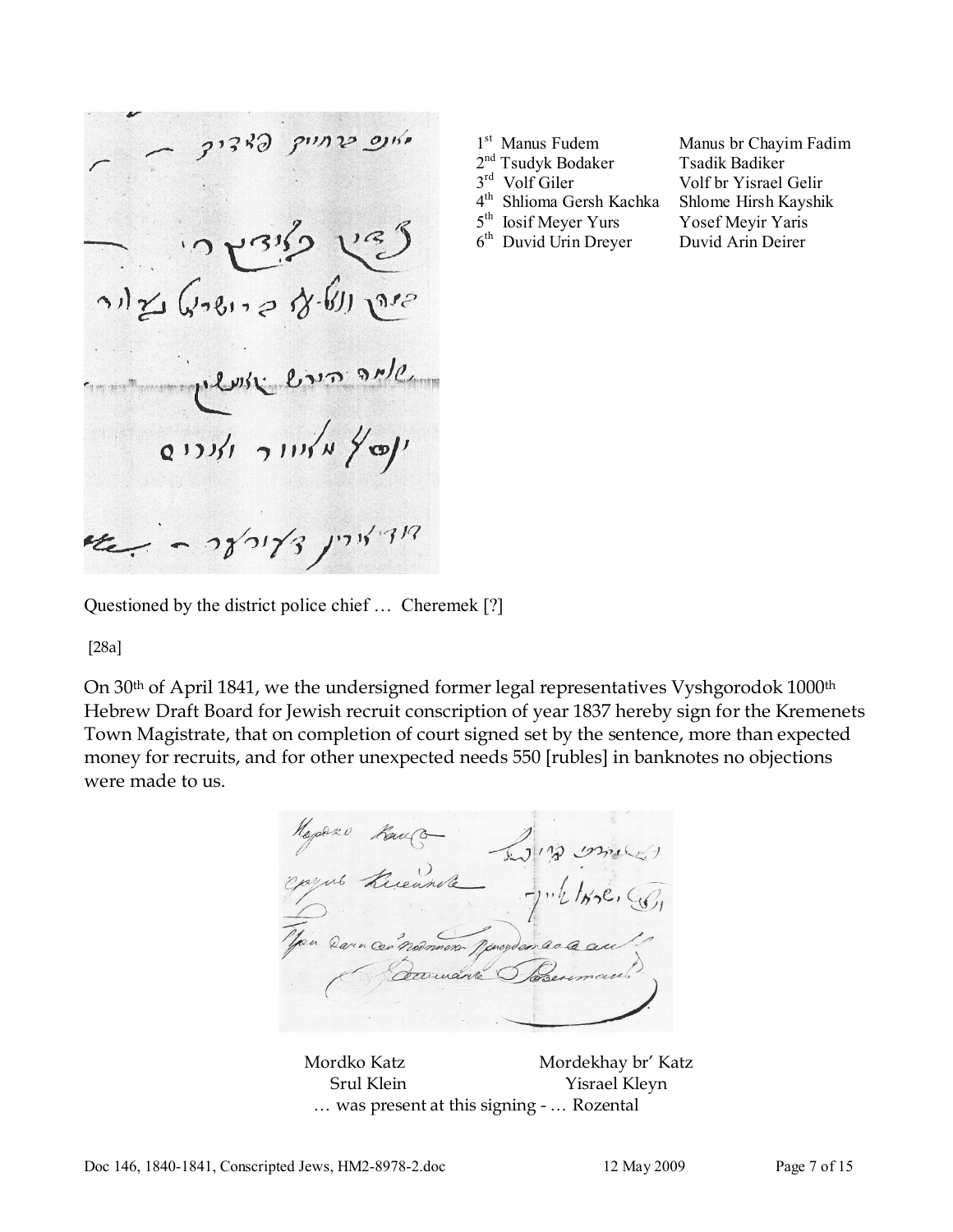| | |
|---|---|
| 1st Manus Fudem | Manus br Chayim Fadim |
| 2nd Tsudyk Bodaker | Tsadik Badiker |
| 3rd Volf Giler | Volf br Yisrael Gelir |
| 4th Shlioma Gersh Kachka | Shlome Hirsh Kayshik |
| 5th Iosif Meyer Yurs | Yosef Meyir Yaris |
| 6th Duvid Urin Dreyer | Duvid Arin Deirer |

Questioned by the district police chief … Cheremek [?]

[28a]

On 30th of April 1841, we the undersigned former legal representatives Vyshgorodok 1000th Hebrew Draft Board for Jewish recruit conscription of year 1837 hereby sign for the Kremenets Town Magistrate, that on completion of court signed set by the sentence, more than expected money for recruits, and for other unexpected needs 550 [rubles] in banknotes no objections were made to us.

| | |
|---|---|
| Mordko Katz | Mordekhay br' Katz |
| Srul Klein | Yisrael Kleyn |

… was present at this signing - … Rozental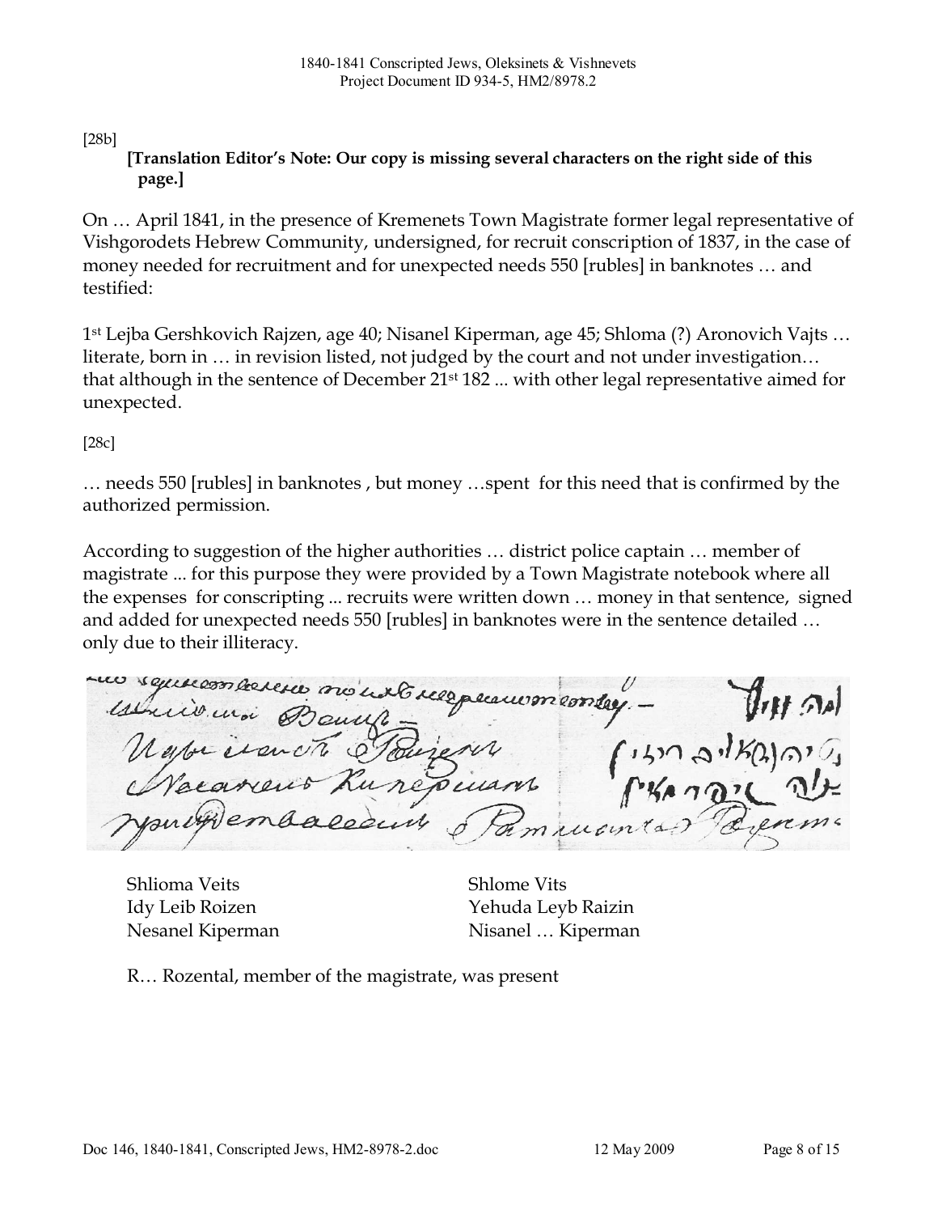[28b]

**[Translation Editor's Note: Our copy is missing several characters on the right side of this page.]**

On … April 1841, in the presence of Kremenets Town Magistrate former legal representative of Vishgorodets Hebrew Community, undersigned, for recruit conscription of 1837, in the case of money needed for recruitment and for unexpected needs 550 [rubles] in banknotes … and testified:

1st Lejba Gershkovich Rajzen, age 40; Nisanel Kiperman, age 45; Shloma (?) Aronovich Vajts … literate, born in … in revision listed, not judged by the court and not under investigation… that although in the sentence of December 21st 182 ... with other legal representative aimed for unexpected.

[28c]

… needs 550 [rubles] in banknotes , but money …spent for this need that is confirmed by the authorized permission.

According to suggestion of the higher authorities … district police captain … member of magistrate ... for this purpose they were provided by a Town Magistrate notebook where all the expenses for conscripting ... recruits were written down … money in that sentence, signed and added for unexpected needs 550 [rubles] in banknotes were in the sentence detailed … only due to their illiteracy.

| | |
|---|---|
| Shlioma Veits | Shlome Vits |
| Idy Leib Roizen | Yehuda Leyb Raizin |
| Nesanel Kiperman | Nisanel … Kiperman |

R… Rozental, member of the magistrate, was present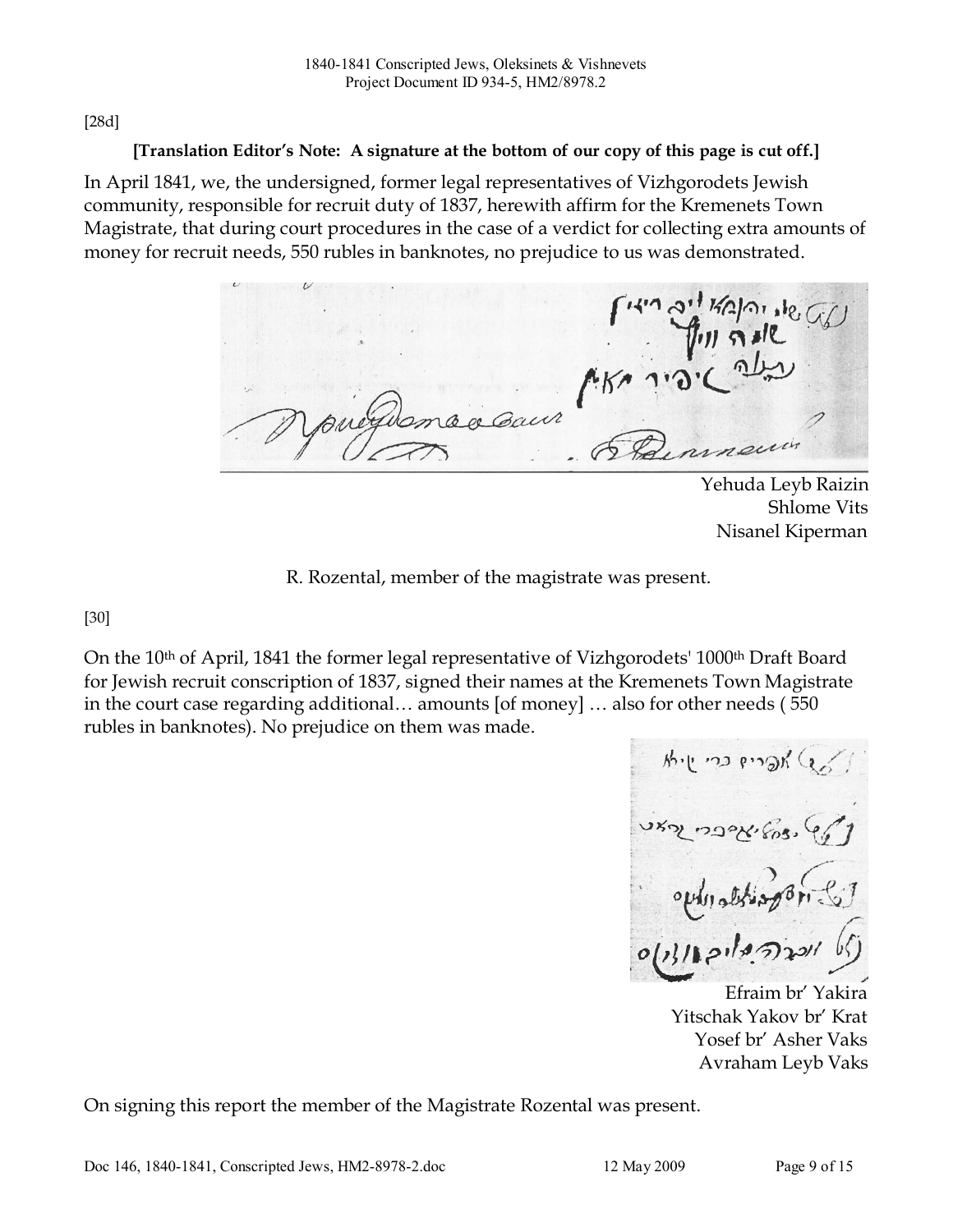[28d]

**[Translation Editor's Note: A signature at the bottom of our copy of this page is cut off.]**

In April 1841, we, the undersigned, former legal representatives of Vizhgorodets Jewish community, responsible for recruit duty of 1837, herewith affirm for the Kremenets Town Magistrate, that during court procedures in the case of a verdict for collecting extra amounts of money for recruit needs, 550 rubles in banknotes, no prejudice to us was demonstrated.

Yehuda Leyb Raizin
Shlome Vits
Nisanel Kiperman

R. Rozental, member of the magistrate was present.

[30]

On the 10th of April, 1841 the former legal representative of Vizhgorodets' 1000th Draft Board for Jewish recruit conscription of 1837, signed their names at the Kremenets Town Magistrate in the court case regarding additional… amounts [of money] … also for other needs ( 550 rubles in banknotes). No prejudice on them was made.

Efraim br' Yakira
Yitschak Yakov br' Krat
Yosef br' Asher Vaks
Avraham Leyb Vaks

On signing this report the member of the Magistrate Rozental was present.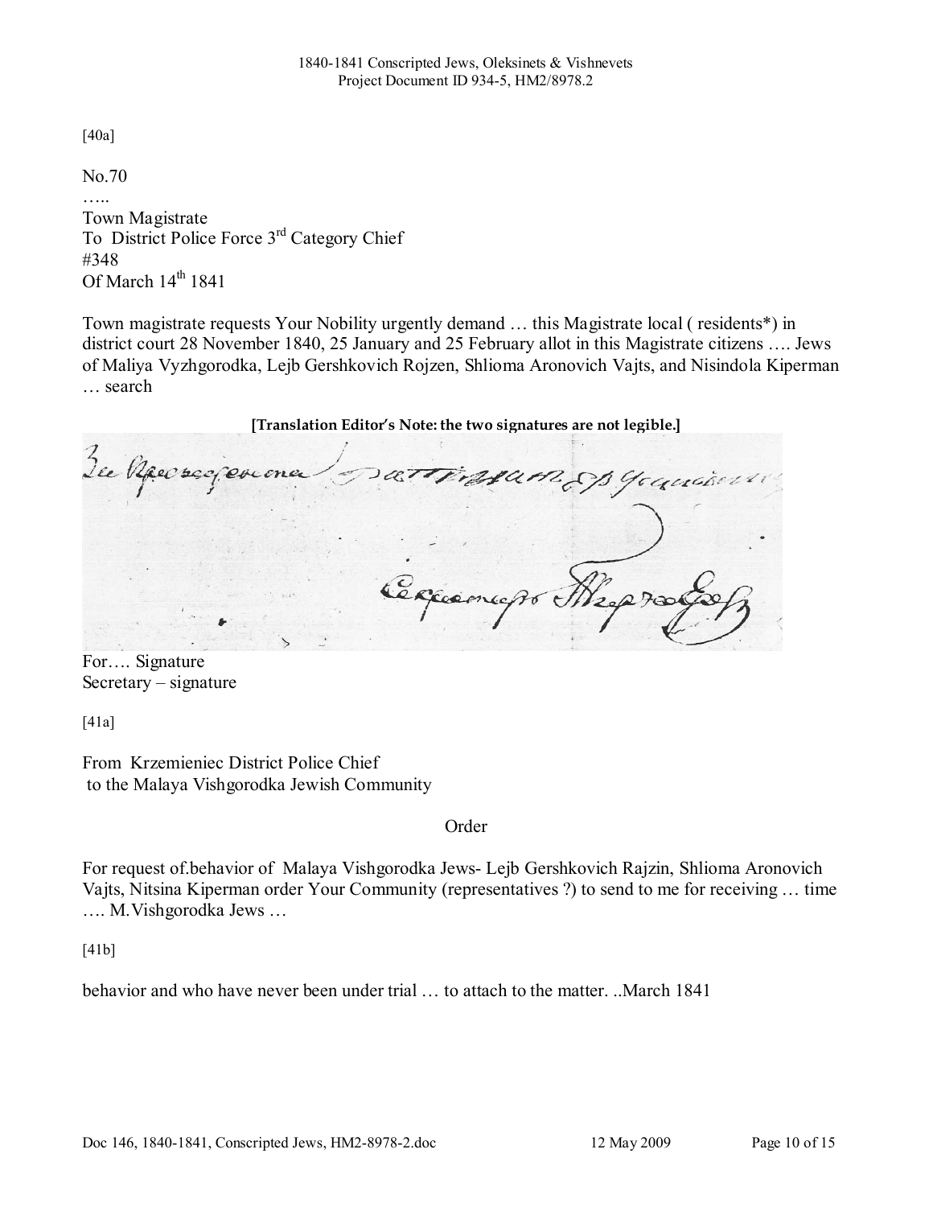[40a]

No.70

…..

Town Magistrate
To District Police Force 3rd Category Chief
#348
Of March 14th 1841

Town magistrate requests Your Nobility urgently demand … this Magistrate local ( residents*) in district court 28 November 1840, 25 January and 25 February allot in this Magistrate citizens …. Jews of Maliya Vyzhgorodka, Lejb Gershkovich Rojzen, Shlioma Aronovich Vajts, and Nisindola Kiperman … search

**[Translation Editor's Note: the two signatures are not legible.]**

For…. Signature
Secretary – signature

[41a]

From Krzemieniec District Police Chief
to the Malaya Vishgorodka Jewish Community

Order

For request of.behavior of Malaya Vishgorodka Jews- Lejb Gershkovich Rajzin, Shlioma Aronovich Vajts, Nitsina Kiperman order Your Community (representatives ?) to send to me for receiving … time …. M.Vishgorodka Jews …

[41b]

behavior and who have never been under trial … to attach to the matter. ..March 1841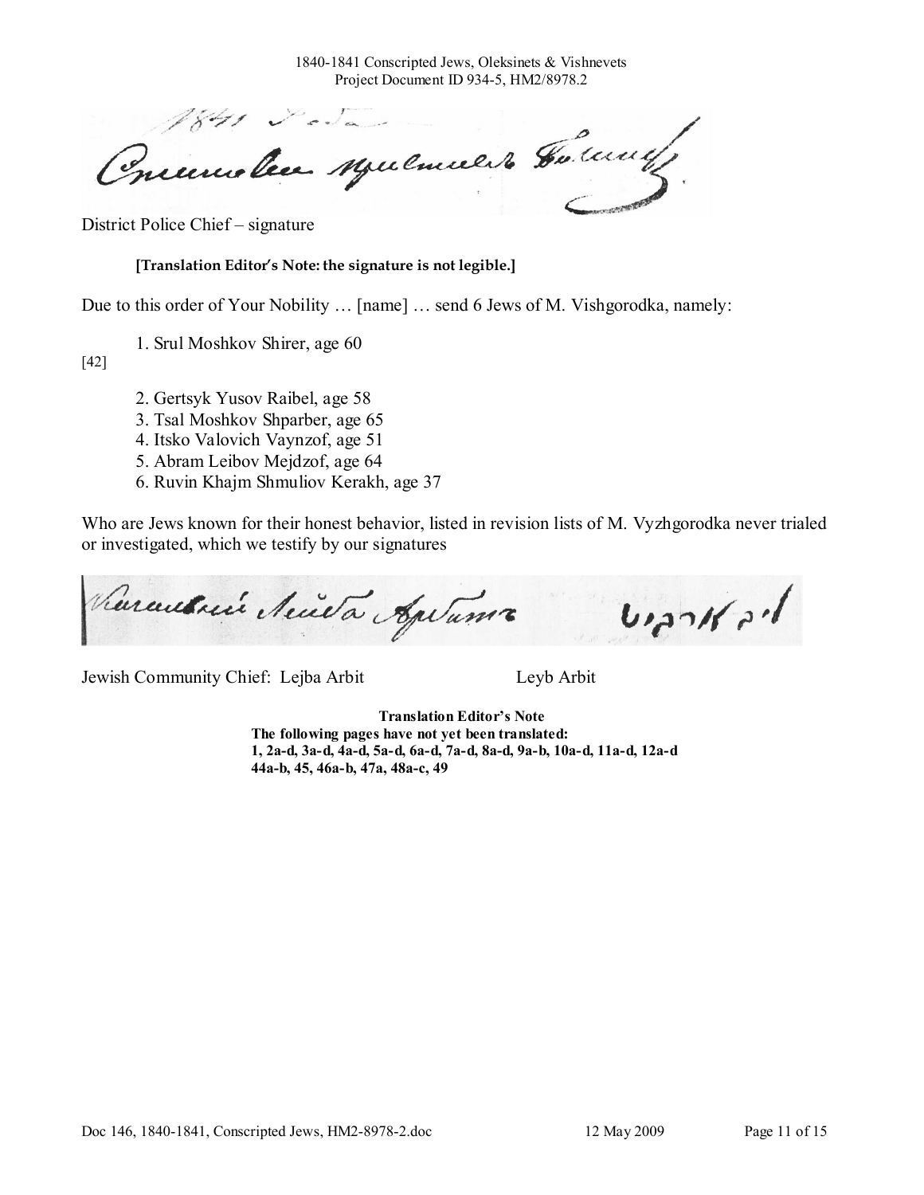District Police Chief – signature

**[Translation Editor's Note: the signature is not legible.]**

Due to this order of Your Nobility … [name] … send 6 Jews of M. Vishgorodka, namely:

1. Srul Moshkov Shirer, age 60

[42]

2. Gertsyk Yusov Raibel, age 58
3. Tsal Moshkov Shparber, age 65
4. Itsko Valovich Vaynzof, age 51
5. Abram Leibov Mejdzof, age 64
6. Ruvin Khajm Shmuliov Kerakh, age 37

Who are Jews known for their honest behavior, listed in revision lists of M. Vyzhgorodka never trialed or investigated, which we testify by our signatures

Jewish Community Chief: Lejba Arbit Leyb Arbit

**Translation Editor's Note**
**The following pages have not yet been translated:**
**1, 2a-d, 3a-d, 4a-d, 5a-d, 6a-d, 7a-d, 8a-d, 9a-b, 10a-d, 11a-d, 12a-d**
**44a-b, 45, 46a-b, 47a, 48a-c, 49**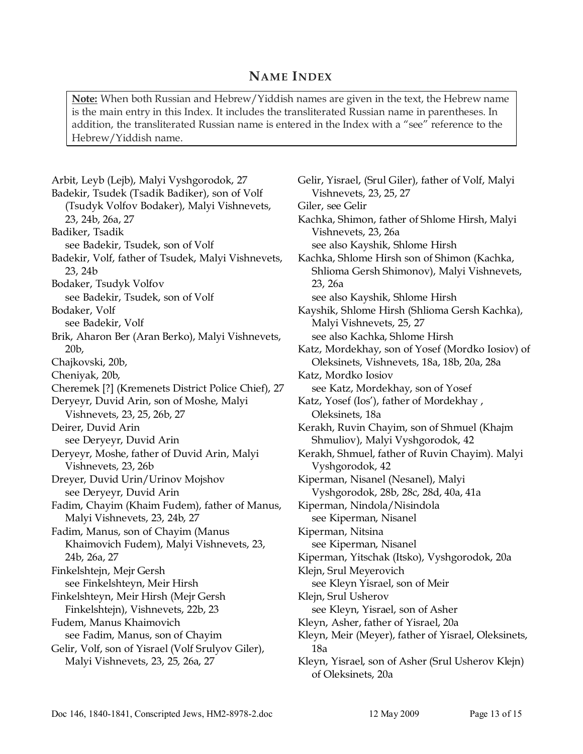## NAME INDEX

**Note:** When both Russian and Hebrew/Yiddish names are given in the text, the Hebrew name is the main entry in this Index. It includes the transliterated Russian name in parentheses. In addition, the transliterated Russian name is entered in the Index with a "see" reference to the Hebrew/Yiddish name.

Arbit, Leyb (Lejb), Malyi Vyshgorodok, 27

Badekir, Tsudek (Tsadik Badiker), son of Volf (Tsudyk Volfov Bodaker), Malyi Vishnevets, 23, 24b, 26a, 27

Badiker, Tsadik
  see Badekir, Tsudek, son of Volf

Badekir, Volf, father of Tsudek, Malyi Vishnevets, 23, 24b

Bodaker, Tsudyk Volfov
  see Badekir, Tsudek, son of Volf

Bodaker, Volf
  see Badekir, Volf

Brik, Aharon Ber (Aran Berko), Malyi Vishnevets, 20b,

Chajkovski, 20b,

Cheniyak, 20b,

Cheremek [?] (Kremenets District Police Chief), 27

Deryeyr, Duvid Arin, son of Moshe, Malyi Vishnevets, 23, 25, 26b, 27

Deirer, Duvid Arin
  see Deryeyr, Duvid Arin

Deryeyr, Moshe, father of Duvid Arin, Malyi Vishnevets, 23, 26b

Dreyer, Duvid Urin/Urinov Mojshov
  see Deryeyr, Duvid Arin

Fadim, Chayim (Khaim Fudem), father of Manus, Malyi Vishnevets, 23, 24b, 27

Fadim, Manus, son of Chayim (Manus Khaimovich Fudem), Malyi Vishnevets, 23, 24b, 26a, 27

Finkelshtejn, Mejr Gersh
  see Finkelshteyn, Meir Hirsh

Finkelshteyn, Meir Hirsh (Mejr Gersh Finkelshtejn), Vishnevets, 22b, 23

Fudem, Manus Khaimovich
  see Fadim, Manus, son of Chayim

Gelir, Volf, son of Yisrael (Volf Srulyov Giler), Malyi Vishnevets, 23, 25, 26a, 27

Gelir, Yisrael, (Srul Giler), father of Volf, Malyi Vishnevets, 23, 25, 27

Giler, see Gelir

Kachka, Shimon, father of Shlome Hirsh, Malyi Vishnevets, 23, 26a
  see also Kayshik, Shlome Hirsh

Kachka, Shlome Hirsh son of Shimon (Kachka, Shlioma Gersh Shimonov), Malyi Vishnevets, 23, 26a
  see also Kayshik, Shlome Hirsh

Kayshik, Shlome Hirsh (Shlioma Gersh Kachka), Malyi Vishnevets, 25, 27
  see also Kachka, Shlome Hirsh

Katz, Mordekhay, son of Yosef (Mordko Iosiov) of Oleksinets, Vishnevets, 18a, 18b, 20a, 28a

Katz, Mordko Iosiov
  see Katz, Mordekhay, son of Yosef

Katz, Yosef (Ios'), father of Mordekhay , Oleksinets, 18a

Kerakh, Ruvin Chayim, son of Shmuel (Khajm Shmuliov), Malyi Vyshgorodok, 42

Kerakh, Shmuel, father of Ruvin Chayim). Malyi Vyshgorodok, 42

Kiperman, Nisanel (Nesanel), Malyi Vyshgorodok, 28b, 28c, 28d, 40a, 41a

Kiperman, Nindola/Nisindola
  see Kiperman, Nisanel

Kiperman, Nitsina
  see Kiperman, Nisanel

Kiperman, Yitschak (Itsko), Vyshgorodok, 20a

Klejn, Srul Meyerovich
  see Kleyn Yisrael, son of Meir

Klejn, Srul Usherov
  see Kleyn, Yisrael, son of Asher

Kleyn, Asher, father of Yisrael, 20a

Kleyn, Meir (Meyer), father of Yisrael, Oleksinets, 18a

Kleyn, Yisrael, son of Asher (Srul Usherov Klejn) of Oleksinets, 20a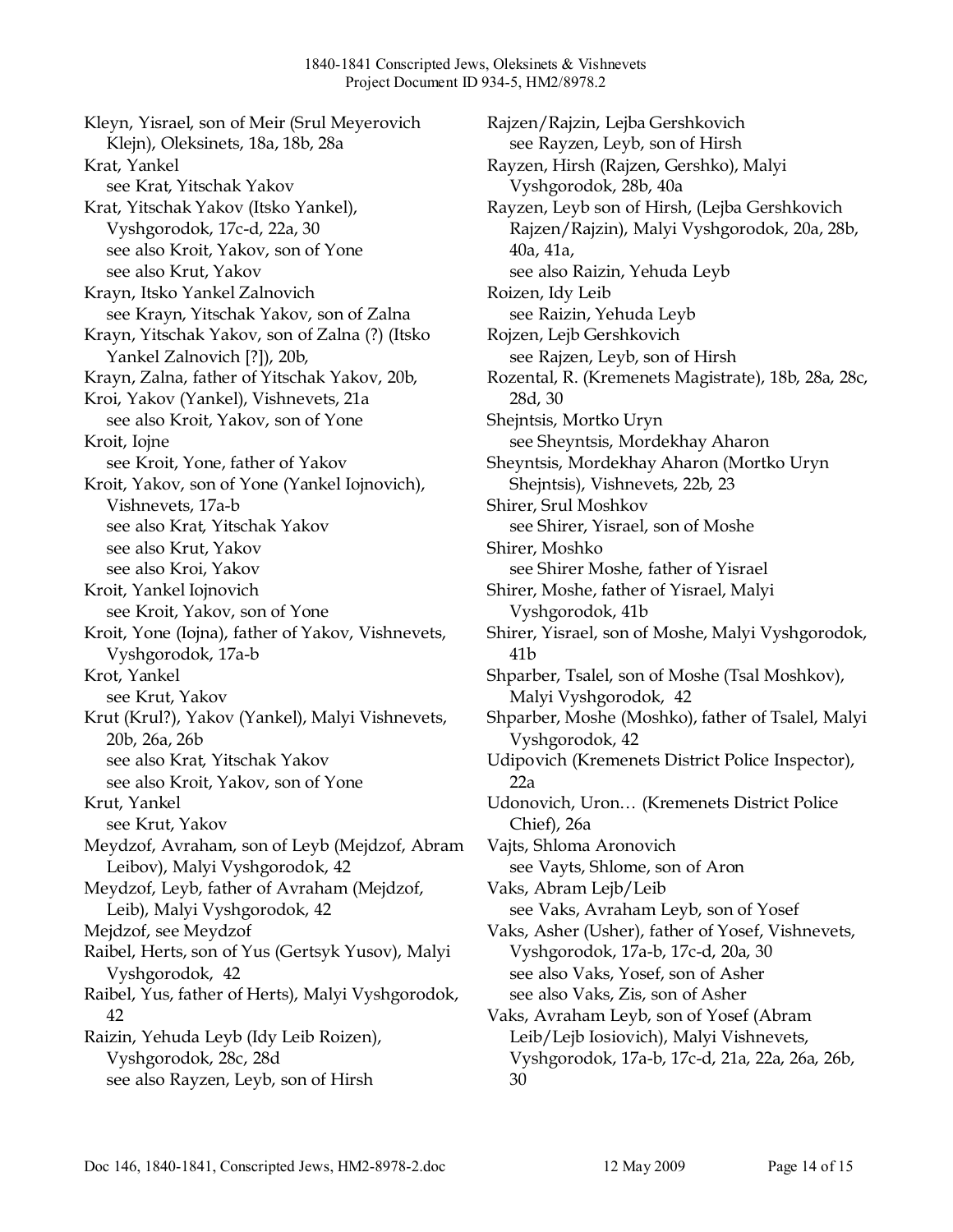Kleyn, Yisrael, son of Meir (Srul Meyerovich Klejn), Oleksinets, 18a, 18b, 28a

Krat, Yankel
  see Krat, Yitschak Yakov

Krat, Yitschak Yakov (Itsko Yankel), Vyshgorodok, 17c-d, 22a, 30
  see also Kroit, Yakov, son of Yone
  see also Krut, Yakov

Krayn, Itsko Yankel Zalnovich
  see Krayn, Yitschak Yakov, son of Zalna

Krayn, Yitschak Yakov, son of Zalna (?) (Itsko Yankel Zalnovich [?]), 20b,

Krayn, Zalna, father of Yitschak Yakov, 20b,

Kroi, Yakov (Yankel), Vishnevets, 21a
  see also Kroit, Yakov, son of Yone

Kroit, Iojne
  see Kroit, Yone, father of Yakov

Kroit, Yakov, son of Yone (Yankel Iojnovich), Vishnevets, 17a-b
  see also Krat, Yitschak Yakov
  see also Krut, Yakov
  see also Kroi, Yakov

Kroit, Yankel Iojnovich
  see Kroit, Yakov, son of Yone

Kroit, Yone (Iojna), father of Yakov, Vishnevets, Vyshgorodok, 17a-b

Krot, Yankel
  see Krut, Yakov

Krut (Krul?), Yakov (Yankel), Malyi Vishnevets, 20b, 26a, 26b
  see also Krat, Yitschak Yakov
  see also Kroit, Yakov, son of Yone

Krut, Yankel
  see Krut, Yakov

Meydzof, Avraham, son of Leyb (Mejdzof, Abram Leibov), Malyi Vyshgorodok, 42

Meydzof, Leyb, father of Avraham (Mejdzof, Leib), Malyi Vyshgorodok, 42

Mejdzof, see Meydzof

Raibel, Herts, son of Yus (Gertsyk Yusov), Malyi Vyshgorodok, 42

Raibel, Yus, father of Herts), Malyi Vyshgorodok, 42

Raizin, Yehuda Leyb (Idy Leib Roizen), Vyshgorodok, 28c, 28d
  see also Rayzen, Leyb, son of Hirsh

Rajzen/Rajzin, Lejba Gershkovich
  see Rayzen, Leyb, son of Hirsh

Rayzen, Hirsh (Rajzen, Gershko), Malyi Vyshgorodok, 28b, 40a

Rayzen, Leyb son of Hirsh, (Lejba Gershkovich Rajzen/Rajzin), Malyi Vyshgorodok, 20a, 28b, 40a, 41a,
  see also Raizin, Yehuda Leyb

Roizen, Idy Leib
  see Raizin, Yehuda Leyb

Rojzen, Lejb Gershkovich
  see Rajzen, Leyb, son of Hirsh

Rozental, R. (Kremenets Magistrate), 18b, 28a, 28c, 28d, 30

Shejntsis, Mortko Uryn
  see Sheyntsis, Mordekhay Aharon

Sheyntsis, Mordekhay Aharon (Mortko Uryn Shejntsis), Vishnevets, 22b, 23

Shirer, Srul Moshkov
  see Shirer, Yisrael, son of Moshe

Shirer, Moshko
  see Shirer Moshe, father of Yisrael

Shirer, Moshe, father of Yisrael, Malyi Vyshgorodok, 41b

Shirer, Yisrael, son of Moshe, Malyi Vyshgorodok, 41b

Shparber, Tsalel, son of Moshe (Tsal Moshkov), Malyi Vyshgorodok, 42

Shparber, Moshe (Moshko), father of Tsalel, Malyi Vyshgorodok, 42

Udipovich (Kremenets District Police Inspector), 22a

Udonovich, Uron… (Kremenets District Police Chief), 26a

Vajts, Shloma Aronovich
  see Vayts, Shlome, son of Aron

Vaks, Abram Lejb/Leib
  see Vaks, Avraham Leyb, son of Yosef

Vaks, Asher (Usher), father of Yosef, Vishnevets, Vyshgorodok, 17a-b, 17c-d, 20a, 30
  see also Vaks, Yosef, son of Asher
  see also Vaks, Zis, son of Asher

Vaks, Avraham Leyb, son of Yosef (Abram Leib/Lejb Iosiovich), Malyi Vishnevets, Vyshgorodok, 17a-b, 17c-d, 21a, 22a, 26a, 26b, 30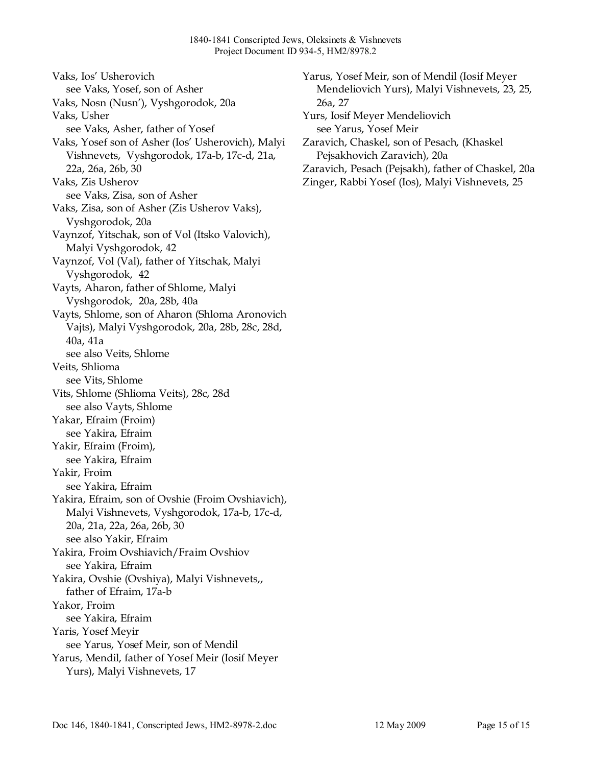Vaks, Ios' Usherovich
  see Vaks, Yosef, son of Asher
Vaks, Nosn (Nusn'), Vyshgorodok, 20a
Vaks, Usher
  see Vaks, Asher, father of Yosef
Vaks, Yosef son of Asher (Ios' Usherovich), Malyi Vishnevets, Vyshgorodok, 17a-b, 17c-d, 21a, 22a, 26a, 26b, 30
Vaks, Zis Usherov
  see Vaks, Zisa, son of Asher
Vaks, Zisa, son of Asher (Zis Usherov Vaks), Vyshgorodok, 20a
Vaynzof, Yitschak, son of Vol (Itsko Valovich), Malyi Vyshgorodok, 42
Vaynzof, Vol (Val), father of Yitschak, Malyi Vyshgorodok, 42
Vayts, Aharon, father of Shlome, Malyi Vyshgorodok, 20a, 28b, 40a
Vayts, Shlome, son of Aharon (Shloma Aronovich Vajts), Malyi Vyshgorodok, 20a, 28b, 28c, 28d, 40a, 41a
  see also Veits, Shlome
Veits, Shlioma
  see Vits, Shlome
Vits, Shlome (Shlioma Veits), 28c, 28d
  see also Vayts, Shlome
Yakar, Efraim (Froim)
  see Yakira, Efraim
Yakir, Efraim (Froim),
  see Yakira, Efraim
Yakir, Froim
  see Yakira, Efraim
Yakira, Efraim, son of Ovshie (Froim Ovshiavich), Malyi Vishnevets, Vyshgorodok, 17a-b, 17c-d, 20a, 21a, 22a, 26a, 26b, 30
  see also Yakir, Efraim
Yakira, Froim Ovshiavich/Fraim Ovshiov
  see Yakira, Efraim
Yakira, Ovshie (Ovshiya), Malyi Vishnevets,, father of Efraim, 17a-b
Yakor, Froim
  see Yakira, Efraim
Yaris, Yosef Meyir
  see Yarus, Yosef Meir, son of Mendil
Yarus, Mendil, father of Yosef Meir (Iosif Meyer Yurs), Malyi Vishnevets, 17
Yarus, Yosef Meir, son of Mendil (Iosif Meyer Mendeliovich Yurs), Malyi Vishnevets, 23, 25, 26a, 27
Yurs, Iosif Meyer Mendeliovich
  see Yarus, Yosef Meir
Zaravich, Chaskel, son of Pesach, (Khaskel Pejsakhovich Zaravich), 20a
Zaravich, Pesach (Pejsakh), father of Chaskel, 20a
Zinger, Rabbi Yosef (Ios), Malyi Vishnevets, 25